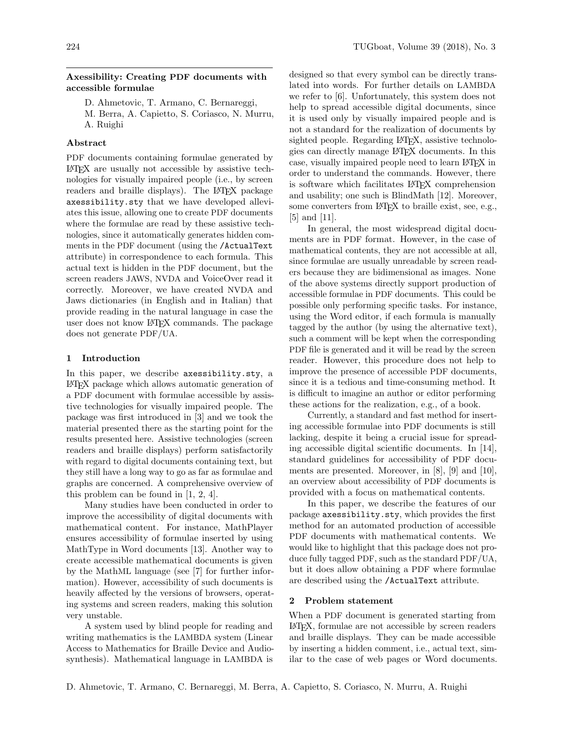## Axessibility: Creating PDF documents with accessible formulae

D. Ahmetovic, T. Armano, C. Bernareggi, M. Berra, A. Capietto, S. Coriasco, N. Murru, A. Ruighi

### Abstract

PDF documents containing formulae generated by LaTeX are usually not accessible by assistive technologies for visually impaired people (i.e., by screen readers and braille displays). The LaTeX package `axessibility.sty` that we have developed alleviates this issue, allowing one to create PDF documents where the formulae are read by these assistive technologies, since it automatically generates hidden comments in the PDF document (using the `/ActualText` attribute) in correspondence to each formula. This actual text is hidden in the PDF document, but the screen readers JAWS, NVDA and VoiceOver read it correctly. Moreover, we have created NVDA and Jaws dictionaries (in English and in Italian) that provide reading in the natural language in case the user does not know LaTeX commands. The package does not generate PDF/UA.

### 1 Introduction

In this paper, we describe `axessibility.sty`, a LaTeX package which allows automatic generation of a PDF document with formulae accessible by assistive technologies for visually impaired people. The package was first introduced in [3] and we took the material presented there as the starting point for the results presented here. Assistive technologies (screen readers and braille displays) perform satisfactorily with regard to digital documents containing text, but they still have a long way to go as far as formulae and graphs are concerned. A comprehensive overview of this problem can be found in [1, 2, 4].

Many studies have been conducted in order to improve the accessibility of digital documents with mathematical content. For instance, MathPlayer ensures accessibility of formulae inserted by using MathType in Word documents [13]. Another way to create accessible mathematical documents is given by the MathML language (see [7] for further information). However, accessibility of such documents is heavily affected by the versions of browsers, operating systems and screen readers, making this solution very unstable.

A system used by blind people for reading and writing mathematics is the LAMBDA system (Linear Access to Mathematics for Braille Device and Audiosynthesis). Mathematical language in LAMBDA is designed so that every symbol can be directly translated into words. For further details on LAMBDA we refer to [6]. Unfortunately, this system does not help to spread accessible digital documents, since it is used only by visually impaired people and is not a standard for the realization of documents by sighted people. Regarding LaTeX, assistive technologies can directly manage LaTeX documents. In this case, visually impaired people need to learn LaTeX in order to understand the commands. However, there is software which facilitates LaTeX comprehension and usability; one such is BlindMath [12]. Moreover, some converters from LaTeX to braille exist, see, e.g., [5] and [11].

In general, the most widespread digital documents are in PDF format. However, in the case of mathematical contents, they are not accessible at all, since formulae are usually unreadable by screen readers because they are bidimensional as images. None of the above systems directly support production of accessible formulae in PDF documents. This could be possible only performing specific tasks. For instance, using the Word editor, if each formula is manually tagged by the author (by using the alternative text), such a comment will be kept when the corresponding PDF file is generated and it will be read by the screen reader. However, this procedure does not help to improve the presence of accessible PDF documents, since it is a tedious and time-consuming method. It is difficult to imagine an author or editor performing these actions for the realization, e.g., of a book.

Currently, a standard and fast method for inserting accessible formulae into PDF documents is still lacking, despite it being a crucial issue for spreading accessible digital scientific documents. In [14], standard guidelines for accessibility of PDF documents are presented. Moreover, in [8], [9] and [10], an overview about accessibility of PDF documents is provided with a focus on mathematical contents.

In this paper, we describe the features of our package `axessibility.sty`, which provides the first method for an automated production of accessible PDF documents with mathematical contents. We would like to highlight that this package does not produce fully tagged PDF, such as the standard PDF/UA, but it does allow obtaining a PDF where formulae are described using the `/ActualText` attribute.

### 2 Problem statement

When a PDF document is generated starting from LaTeX, formulae are not accessible by screen readers and braille displays. They can be made accessible by inserting a hidden comment, i.e., actual text, similar to the case of web pages or Word documents.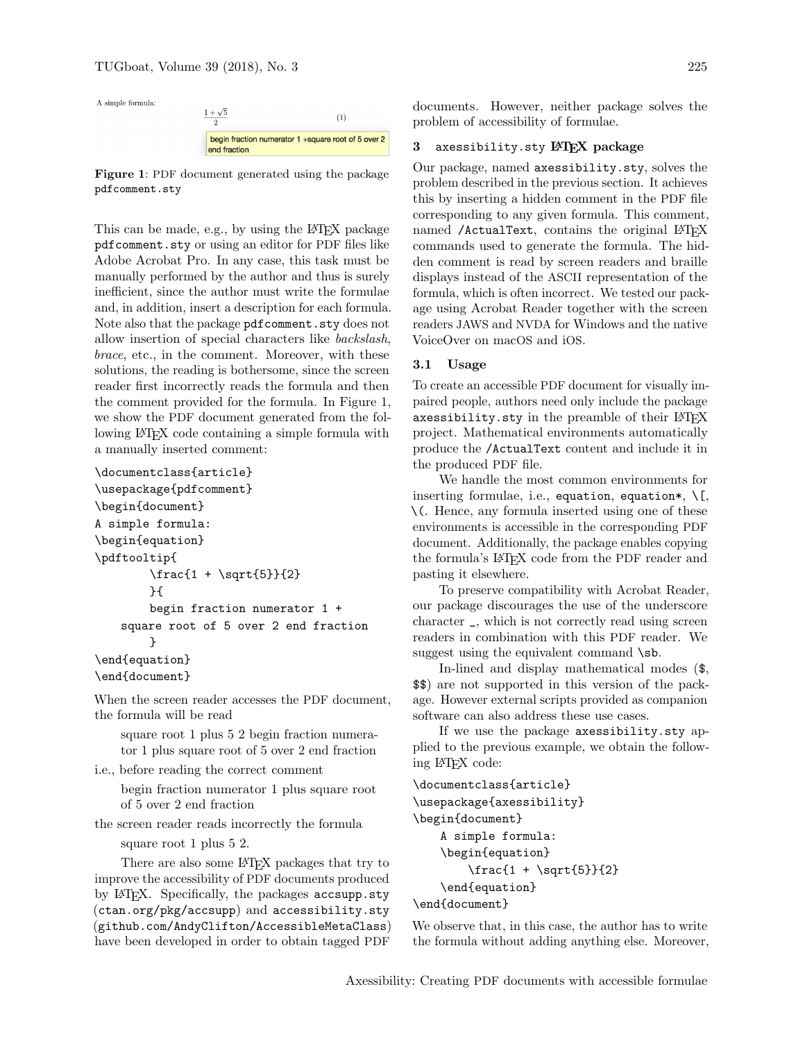A simple formula:

$$\frac{1+\sqrt{5}}{2} \quad (1)$$

begin fraction numerator 1 +square root of 5 over 2 end fraction

**Figure 1**: PDF document generated using the package `pdfcomment.sty`

This can be made, e.g., by using the LaTeX package `pdfcomment.sty` or using an editor for PDF files like Adobe Acrobat Pro. In any case, this task must be manually performed by the author and thus is surely inefficient, since the author must write the formulae and, in addition, insert a description for each formula. Note also that the package `pdfcomment.sty` does not allow insertion of special characters like *backslash*, *brace*, etc., in the comment. Moreover, with these solutions, the reading is bothersome, since the screen reader first incorrectly reads the formula and then the comment provided for the formula. In Figure 1, we show the PDF document generated from the following LaTeX code containing a simple formula with a manually inserted comment:

```
\documentclass{article}
\usepackage{pdfcomment}
\begin{document}
A simple formula:
\begin{equation}
\pdftooltip{
        \frac{1 + \sqrt{5}}{2}
        }{
        begin fraction numerator 1 +
    square root of 5 over 2 end fraction
        }
\end{equation}
\end{document}
```

When the screen reader accesses the PDF document, the formula will be read

> square root 1 plus 5 2 begin fraction numerator 1 plus square root of 5 over 2 end fraction

i.e., before reading the correct comment

> begin fraction numerator 1 plus square root of 5 over 2 end fraction

the screen reader reads incorrectly the formula

> square root 1 plus 5 2.

There are also some LaTeX packages that try to improve the accessibility of PDF documents produced by LaTeX. Specifically, the packages `accsupp.sty` (`ctan.org/pkg/accsupp`) and `accessibility.sty` (`github.com/AndyClifton/AccessibleMetaClass`) have been developed in order to obtain tagged PDF documents. However, neither package solves the problem of accessibility of formulae.

## 3 `axessibility.sty` LaTeX package

Our package, named `axessibility.sty`, solves the problem described in the previous section. It achieves this by inserting a hidden comment in the PDF file corresponding to any given formula. This comment, named `/ActualText`, contains the original LaTeX commands used to generate the formula. The hidden comment is read by screen readers and braille displays instead of the ASCII representation of the formula, which is often incorrect. We tested our package using Acrobat Reader together with the screen readers JAWS and NVDA for Windows and the native VoiceOver on macOS and iOS.

### 3.1 Usage

To create an accessible PDF document for visually impaired people, authors need only include the package `axessibility.sty` in the preamble of their LaTeX project. Mathematical environments automatically produce the `/ActualText` content and include it in the produced PDF file.

We handle the most common environments for inserting formulae, i.e., `equation`, `equation*`, `\[`, `\(`. Hence, any formula inserted using one of these environments is accessible in the corresponding PDF document. Additionally, the package enables copying the formula's LaTeX code from the PDF reader and pasting it elsewhere.

To preserve compatibility with Acrobat Reader, our package discourages the use of the underscore character `_`, which is not correctly read using screen readers in combination with this PDF reader. We suggest using the equivalent command `\sb`.

In-lined and display mathematical modes (`$`, `$$`) are not supported in this version of the package. However external scripts provided as companion software can also address these use cases.

If we use the package `axessibility.sty` applied to the previous example, we obtain the following LaTeX code:

```
\documentclass{article}
\usepackage{axessibility}
\begin{document}
    A simple formula:
    \begin{equation}
        \frac{1 + \sqrt{5}}{2}
    \end{equation}
\end{document}
```

We observe that, in this case, the author has to write the formula without adding anything else. Moreover,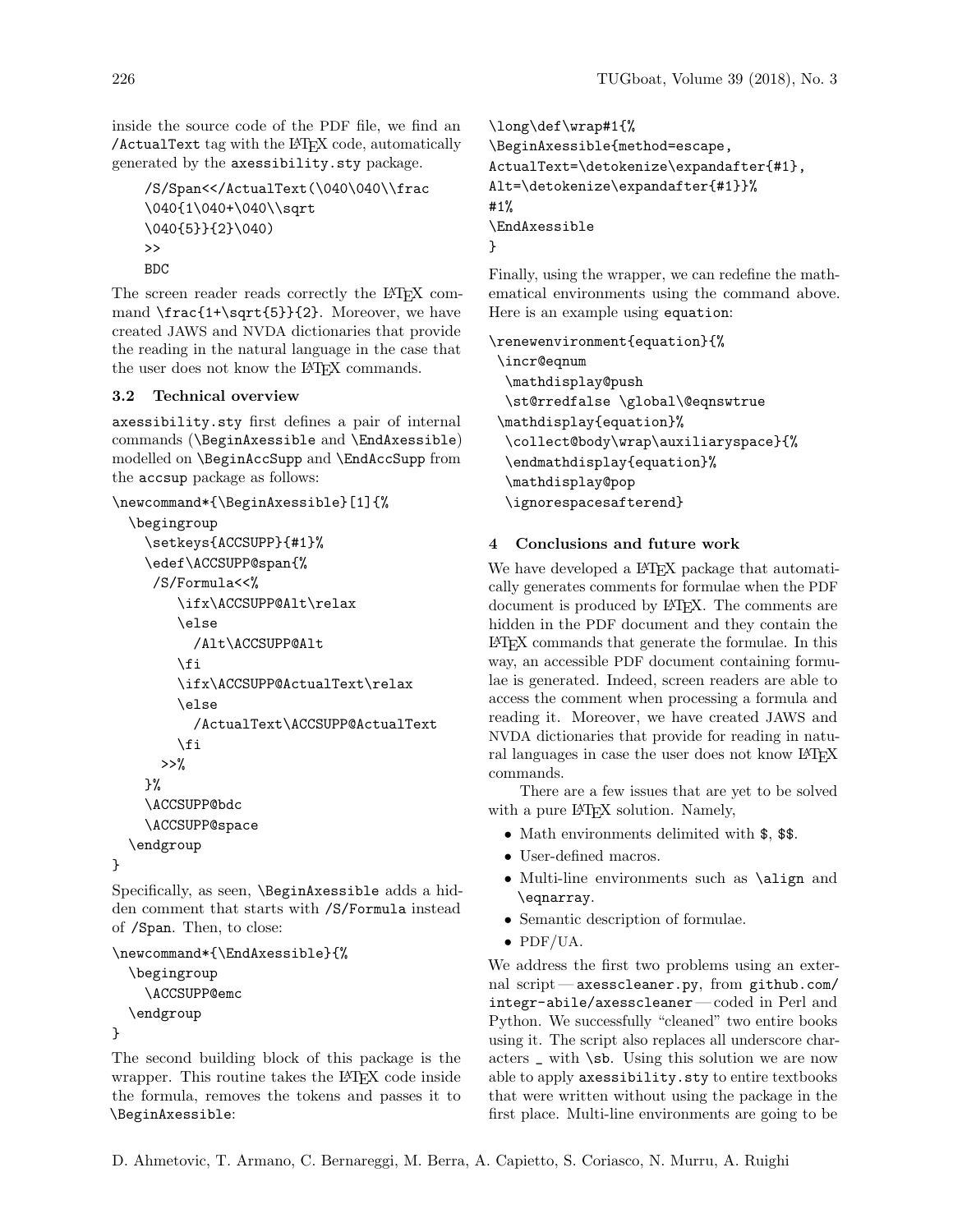inside the source code of the PDF file, we find an /ActualText tag with the LaTeX code, automatically generated by the axessibility.sty package.

```
/S/Span<</ActualText(\040\040\\frac
\040{1\040+\040\\sqrt
\040{5}}{2}\040)
>>
BDC
```

The screen reader reads correctly the LaTeX command \frac{1+\sqrt{5}}{2}. Moreover, we have created JAWS and NVDA dictionaries that provide the reading in the natural language in the case that the user does not know the LaTeX commands.

### 3.2 Technical overview

axessibility.sty first defines a pair of internal commands (\BeginAxessible and \EndAxessible) modelled on \BeginAccSupp and \EndAccSupp from the accsup package as follows:

```
\newcommand*{\BeginAxessible}[1]{%
  \begingroup
    \setkeys{ACCSUPP}{#1}%
    \edef\ACCSUPP@span{%
     /S/Formula<<%
        \ifx\ACCSUPP@Alt\relax
        \else
          /Alt\ACCSUPP@Alt
        \fi
        \ifx\ACCSUPP@ActualText\relax
        \else
          /ActualText\ACCSUPP@ActualText
        \fi
      >>%
    }%
    \ACCSUPP@bdc
    \ACCSUPP@space
  \endgroup
}
```

Specifically, as seen, \BeginAxessible adds a hidden comment that starts with /S/Formula instead of /Span. Then, to close:

```
\newcommand*{\EndAxessible}{%
  \begingroup
    \ACCSUPP@emc
  \endgroup
}
```

The second building block of this package is the wrapper. This routine takes the LaTeX code inside the formula, removes the tokens and passes it to \BeginAxessible:

```
\long\def\wrap#1{%
\BeginAxessible{method=escape,
ActualText=\detokenize\expandafter{#1},
Alt=\detokenize\expandafter{#1}}%
#1%
\EndAxessible
}
```

Finally, using the wrapper, we can redefine the mathematical environments using the command above. Here is an example using equation:

```
\renewenvironment{equation}{%
 \incr@eqnum
  \mathdisplay@push
  \st@rredfalse \global\@eqnswtrue
 \mathdisplay{equation}%
  \collect@body\wrap\auxiliaryspace}{%
  \endmathdisplay{equation}%
  \mathdisplay@pop
  \ignorespacesafterend}
```

## 4 Conclusions and future work

We have developed a LaTeX package that automatically generates comments for formulae when the PDF document is produced by LaTeX. The comments are hidden in the PDF document and they contain the LaTeX commands that generate the formulae. In this way, an accessible PDF document containing formulae is generated. Indeed, screen readers are able to access the comment when processing a formula and reading it. Moreover, we have created JAWS and NVDA dictionaries that provide for reading in natural languages in case the user does not know LaTeX commands.

There are a few issues that are yet to be solved with a pure LaTeX solution. Namely,

- Math environments delimited with $, $$.
- User-defined macros.
- Multi-line environments such as \align and \eqnarray.
- Semantic description of formulae.
- PDF/UA.

We address the first two problems using an external script — axesscleaner.py, from github.com/integr-abile/axesscleaner — coded in Perl and Python. We successfully "cleaned" two entire books using it. The script also replaces all underscore characters _ with \sb. Using this solution we are now able to apply axessibility.sty to entire textbooks that were written without using the package in the first place. Multi-line environments are going to be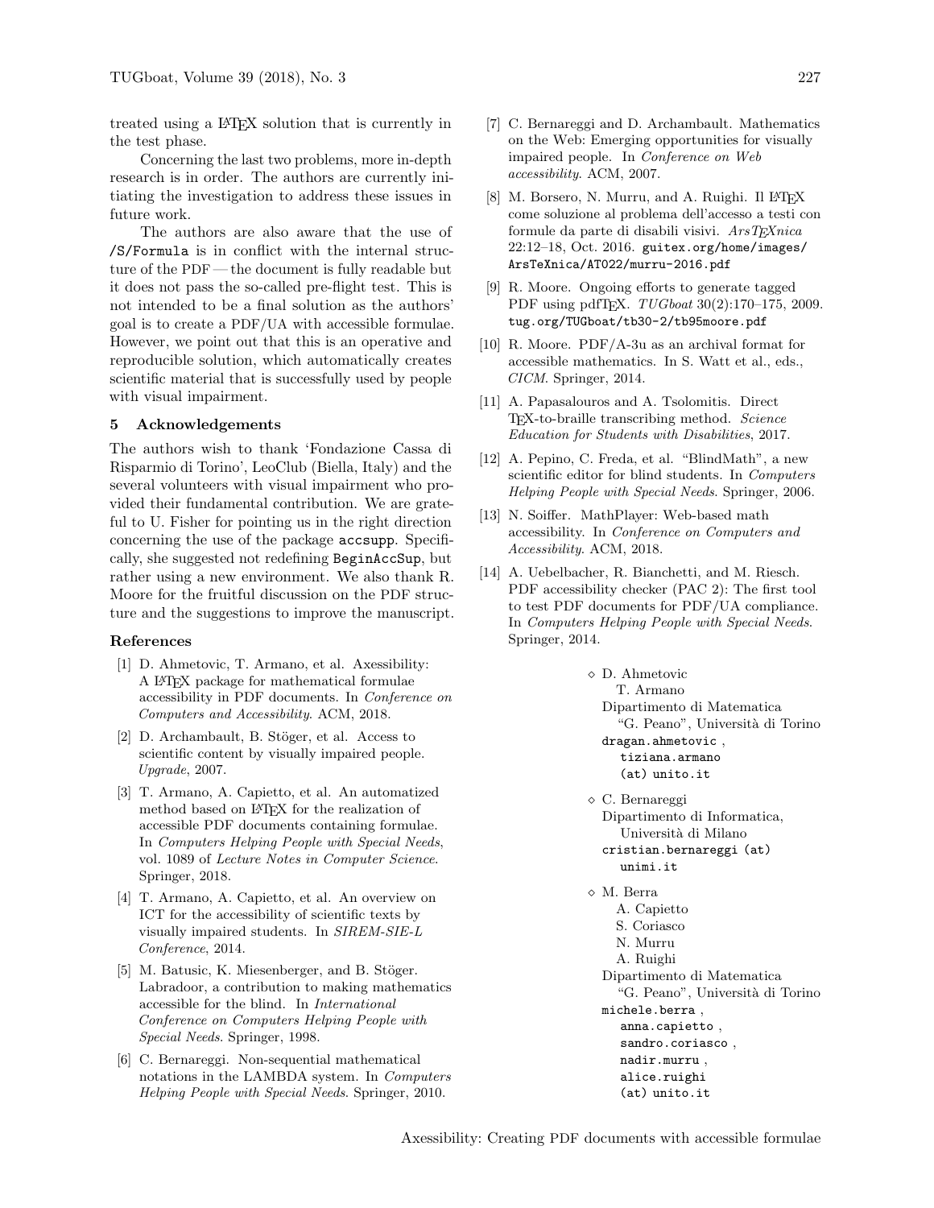treated using a LaTeX solution that is currently in the test phase.

Concerning the last two problems, more in-depth research is in order. The authors are currently initiating the investigation to address these issues in future work.

The authors are also aware that the use of `/S/Formula` is in conflict with the internal structure of the PDF — the document is fully readable but it does not pass the so-called pre-flight test. This is not intended to be a final solution as the authors' goal is to create a PDF/UA with accessible formulae. However, we point out that this is an operative and reproducible solution, which automatically creates scientific material that is successfully used by people with visual impairment.

## 5 Acknowledgements

The authors wish to thank 'Fondazione Cassa di Risparmio di Torino', LeoClub (Biella, Italy) and the several volunteers with visual impairment who provided their fundamental contribution. We are grateful to U. Fisher for pointing us in the right direction concerning the use of the package `accsupp`. Specifically, she suggested not redefining `BeginAccSup`, but rather using a new environment. We also thank R. Moore for the fruitful discussion on the PDF structure and the suggestions to improve the manuscript.

### References

[1] D. Ahmetovic, T. Armano, et al. Axessibility: A LaTeX package for mathematical formulae accessibility in PDF documents. In *Conference on Computers and Accessibility*. ACM, 2018.

[2] D. Archambault, B. Stöger, et al. Access to scientific content by visually impaired people. *Upgrade*, 2007.

[3] T. Armano, A. Capietto, et al. An automatized method based on LaTeX for the realization of accessible PDF documents containing formulae. In *Computers Helping People with Special Needs*, vol. 1089 of *Lecture Notes in Computer Science*. Springer, 2018.

[4] T. Armano, A. Capietto, et al. An overview on ICT for the accessibility of scientific texts by visually impaired students. In *SIREM-SIE-L Conference*, 2014.

[5] M. Batusic, K. Miesenberger, and B. Stöger. Labradoor, a contribution to making mathematics accessible for the blind. In *International Conference on Computers Helping People with Special Needs*. Springer, 1998.

[6] C. Bernareggi. Non-sequential mathematical notations in the LAMBDA system. In *Computers Helping People with Special Needs*. Springer, 2010.

[7] C. Bernareggi and D. Archambault. Mathematics on the Web: Emerging opportunities for visually impaired people. In *Conference on Web accessibility*. ACM, 2007.

[8] M. Borsero, N. Murru, and A. Ruighi. Il LaTeX come soluzione al problema dell'accesso a testi con formule da parte di disabili visivi. *ArsTeXnica* 22:12–18, Oct. 2016. `guitex.org/home/images/ArsTeXnica/AT022/murru-2016.pdf`

[9] R. Moore. Ongoing efforts to generate tagged PDF using pdfTeX. *TUGboat* 30(2):170–175, 2009. `tug.org/TUGboat/tb30-2/tb95moore.pdf`

[10] R. Moore. PDF/A-3u as an archival format for accessible mathematics. In S. Watt et al., eds., *CICM*. Springer, 2014.

[11] A. Papasalouros and A. Tsolomitis. Direct TeX-to-braille transcribing method. *Science Education for Students with Disabilities*, 2017.

[12] A. Pepino, C. Freda, et al. "BlindMath", a new scientific editor for blind students. In *Computers Helping People with Special Needs*. Springer, 2006.

[13] N. Soiffer. MathPlayer: Web-based math accessibility. In *Conference on Computers and Accessibility*. ACM, 2018.

[14] A. Uebelbacher, R. Bianchetti, and M. Riesch. PDF accessibility checker (PAC 2): The first tool to test PDF documents for PDF/UA compliance. In *Computers Helping People with Special Needs*. Springer, 2014.

◇ D. Ahmetovic
T. Armano
Dipartimento di Matematica
"G. Peano", Università di Torino
`dragan.ahmetovic`,
`tiziana.armano`
`(at) unito.it`

◇ C. Bernareggi
Dipartimento di Informatica,
Università di Milano
`cristian.bernareggi (at)`
`unimi.it`

◇ M. Berra
A. Capietto
S. Coriasco
N. Murru
A. Ruighi
Dipartimento di Matematica
"G. Peano", Università di Torino
`michele.berra`,
`anna.capietto`,
`sandro.coriasco`,
`nadir.murru`,
`alice.ruighi`
`(at) unito.it`